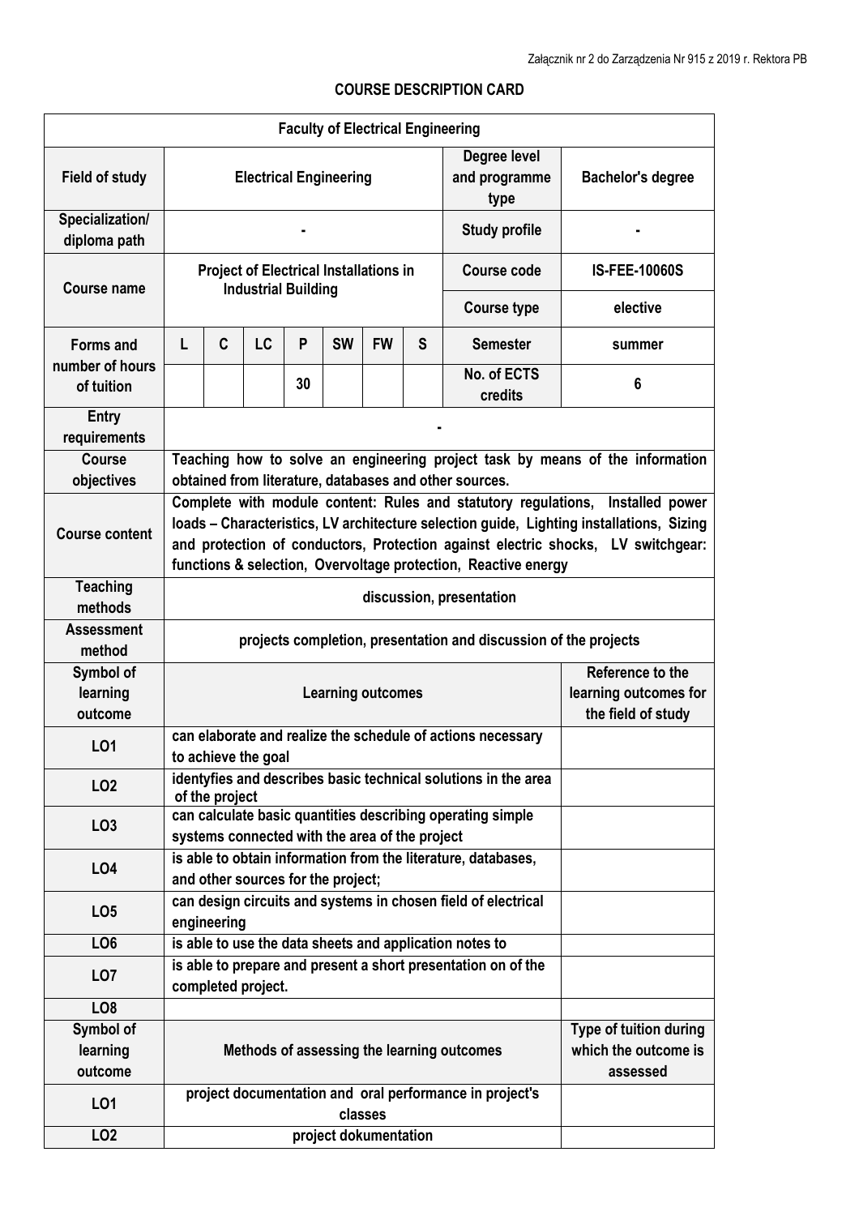Załącznik nr 2 do Zarządzenia Nr 915 z 2019 r. Rektora PB

# COURSE DESCRIPTION CARD

| Faculty of Electrical Engineering | | | | | | | | | |
|---|---|---|---|---|---|---|---|---|---|
| **Field of study** | **Electrical Engineering** | | | | | | | **Degree level and programme type** | **Bachelor's degree** |
| **Specialization/ diploma path** | **-** | | | | | | | **Study profile** | **-** |
| **Course name** | **Project of Electrical Installations in Industrial Building** | | | | | | | **Course code** | **IS-FEE-10060S** |
| | | | | | | | | **Course type** | **elective** |
| **Forms and number of hours of tuition** | **L** | **C** | **LC** | **P** | **SW** | **FW** | **S** | **Semester** | **summer** |
| | | | | **30** | | | | **No. of ECTS credits** | **6** |
| **Entry requirements** | **-** | | | | | | | | |
| **Course objectives** | **Teaching how to solve an engineering project task by means of the information obtained from literature, databases and other sources.** | | | | | | | | |
| **Course content** | **Complete with module content: Rules and statutory regulations, Installed power loads – Characteristics, LV architecture selection guide, Lighting installations, Sizing and protection of conductors, Protection against electric shocks, LV switchgear: functions & selection, Overvoltage protection, Reactive energy** | | | | | | | | |
| **Teaching methods** | **discussion, presentation** | | | | | | | | |
| **Assessment method** | **projects completion, presentation and discussion of the projects** | | | | | | | | |

| Symbol of learning outcome | Learning outcomes | Reference to the learning outcomes for the field of study |
|---|---|---|
| **LO1** | **can elaborate and realize the schedule of actions necessary to achieve the goal** | |
| **LO2** | **identyfies and describes basic technical solutions in the area of the project** | |
| **LO3** | **can calculate basic quantities describing operating simple systems connected with the area of the project** | |
| **LO4** | **is able to obtain information from the literature, databases, and other sources for the project;** | |
| **LO5** | **can design circuits and systems in chosen field of electrical engineering** | |
| **LO6** | **is able to use the data sheets and application notes to** | |
| **LO7** | **is able to prepare and present a short presentation on of the completed project.** | |
| **LO8** | | |

| Symbol of learning outcome | Methods of assessing the learning outcomes | Type of tuition during which the outcome is assessed |
|---|---|---|
| **LO1** | **project documentation and oral performance in project's classes** | |
| **LO2** | **project dokumentation** | |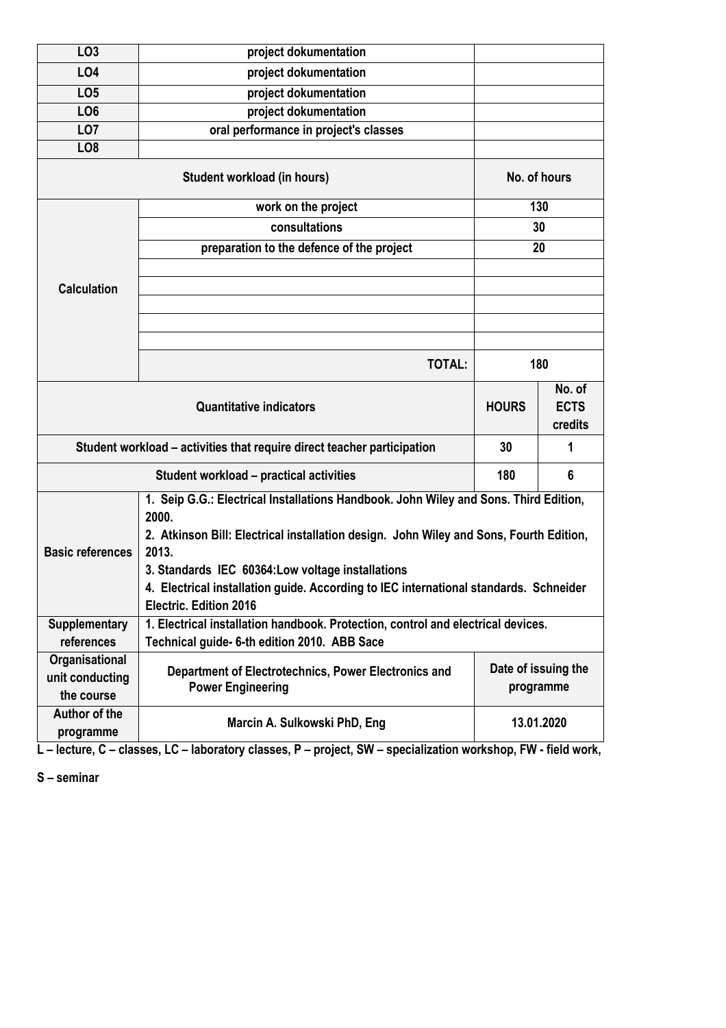| | | | |
|---|---|---|---|
| LO3 | project dokumentation | | |
| LO4 | project dokumentation | | |
| LO5 | project dokumentation | | |
| LO6 | project dokumentation | | |
| LO7 | oral performance in project's classes | | |
| LO8 | | | |
| **Student workload (in hours)** | | **No. of hours** | |
| **Calculation** | work on the project | 130 | |
| | consultations | 30 | |
| | preparation to the defence of the project | 20 | |
| | | | |
| | | | |
| | | | |
| | | | |
| | | | |
| | **TOTAL:** | 180 | |
| **Quantitative indicators** | | **HOURS** | **No. of ECTS credits** |
| **Student workload – activities that require direct teacher participation** | | 30 | 1 |
| **Student workload – practical activities** | | 180 | 6 |
| **Basic references** | 1. Seip G.G.: Electrical Installations Handbook. John Wiley and Sons. Third Edition, 2000.<br>2. Atkinson Bill: Electrical installation design. John Wiley and Sons, Fourth Edition, 2013.<br>3. Standards IEC 60364:Low voltage installations<br>4. Electrical installation guide. According to IEC international standards. Schneider Electric. Edition 2016 | | |
| **Supplementary references** | 1. Electrical installation handbook. Protection, control and electrical devices. Technical guide- 6-th edition 2010. ABB Sace | | |
| **Organisational unit conducting the course** | Department of Electrotechnics, Power Electronics and Power Engineering | Date of issuing the programme | |
| **Author of the programme** | Marcin A. Sulkowski PhD, Eng | 13.01.2020 | |

**L – lecture, C – classes, LC – laboratory classes, P – project, SW – specialization workshop, FW - field work, S – seminar**